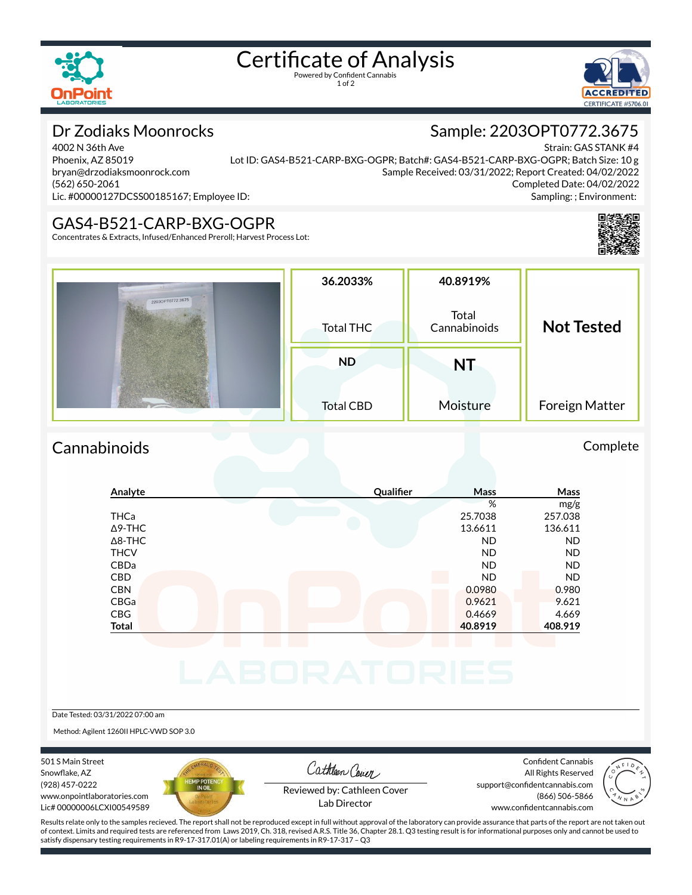# Certificate of Analysis

Powered by Confident Cannabis

## Dr Zodiaks Moonrocks

4002 N 36th Ave
Phoenix, AZ 85019
bryan@drzodiaksmoonrock.com
(562) 650-2061
Lic. #00000127DCSS00185167; Employee ID:

## Sample: 2203OPT0772.3675

Strain: GAS STANK #4
Lot ID: GAS4-B521-CARP-BXG-OGPR; Batch#: GAS4-B521-CARP-BXG-OGPR; Batch Size: 10 g
Sample Received: 03/31/2022; Report Created: 04/02/2022
Completed Date: 04/02/2022
Sampling: ; Environment:

## GAS4-B521-CARP-BXG-OGPR

Concentrates & Extracts, Infused/Enhanced Preroll; Harvest Process Lot:

| | | |
|---|---|---|
| **36.2033%** Total THC | **40.8919%** Total Cannabinoids | **Not Tested** Foreign Matter |
| **ND** Total CBD | **NT** Moisture | |

## Cannabinoids

Complete

| Analyte | Qualifier | Mass % | Mass mg/g |
|---|---|---|---|
| THCa | | 25.7038 | 257.038 |
| Δ9-THC | | 13.6611 | 136.611 |
| Δ8-THC | | ND | ND |
| THCV | | ND | ND |
| CBDa | | ND | ND |
| CBD | | ND | ND |
| CBN | | 0.0980 | 0.980 |
| CBGa | | 0.9621 | 9.621 |
| CBG | | 0.4669 | 4.669 |
| **Total** | | **40.8919** | **408.919** |

Date Tested: 03/31/2022 07:00 am

Method: Agilent 1260II HPLC-VWD SOP 3.0

501 S Main Street
Snowflake, AZ
(928) 457-0222
www.onpointlaboratories.com
Lic# 00000006LCXI00549589

Reviewed by: Cathleen Cover
Lab Director

Confident Cannabis
All Rights Reserved
support@confidentcannabis.com
(866) 506-5866
www.confidentcannabis.com

Results relate only to the samples recieved. The report shall not be reproduced except in full without approval of the laboratory can provide assurance that parts of the report are not taken out of context. Limits and required tests are referenced from Laws 2019, Ch. 318, revised A.R.S. Title 36, Chapter 28.1. Q3 testing result is for informational purposes only and cannot be used to satisfy dispensary testing requirements in R9-17-317.01(A) or labeling requirements in R9-17-317 – Q3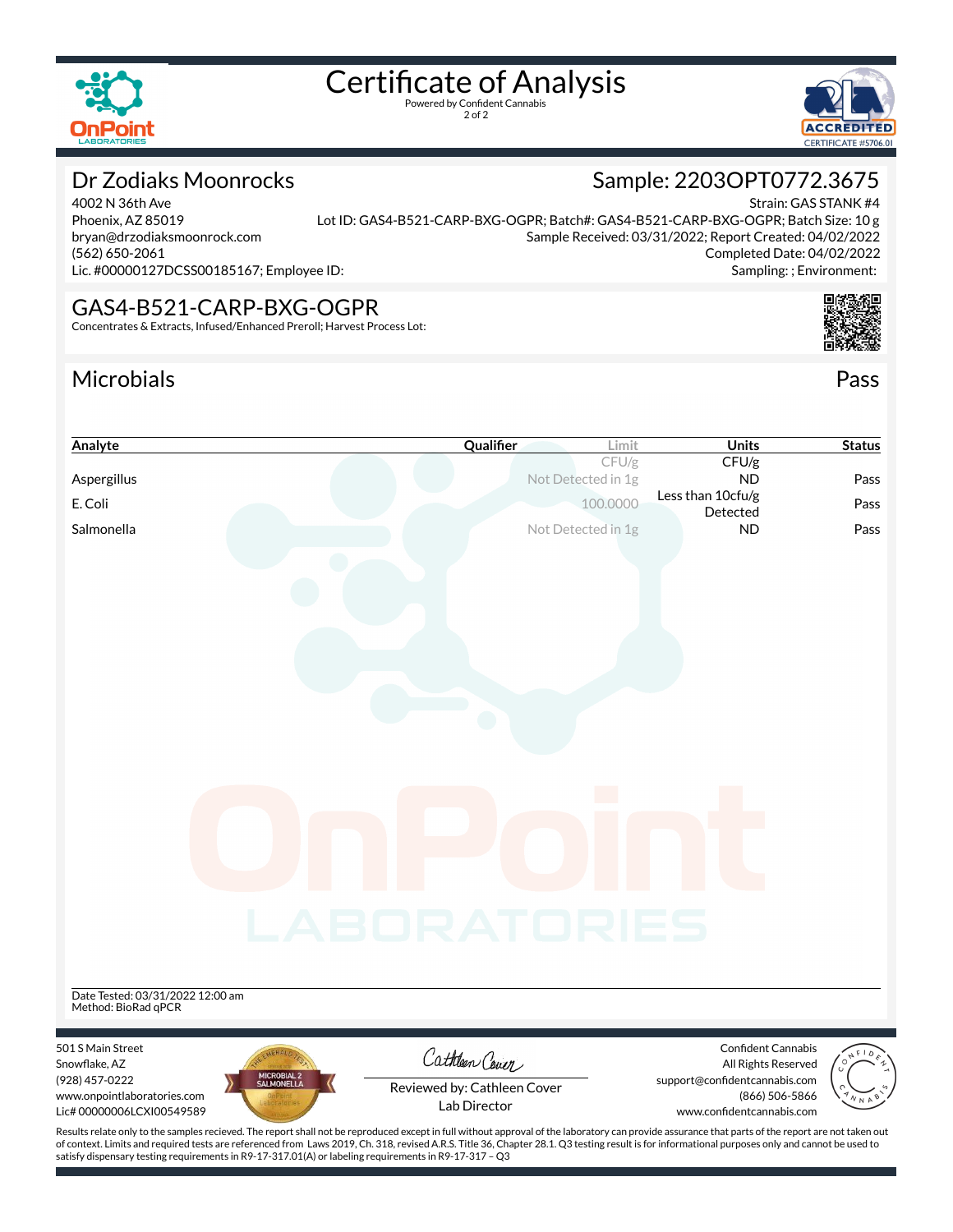# Certificate of Analysis

Powered by Confident Cannabis

## Dr Zodiaks Moonrocks

4002 N 36th Ave
Phoenix, AZ 85019
bryan@drzodiaksmoonrock.com
(562) 650-2061
Lic. #00000127DCSS00185167; Employee ID:

## Sample: 2203OPT0772.3675

Strain: GAS STANK #4
Lot ID: GAS4-B521-CARP-BXG-OGPR; Batch#: GAS4-B521-CARP-BXG-OGPR; Batch Size: 10 g
Sample Received: 03/31/2022; Report Created: 04/02/2022
Completed Date: 04/02/2022
Sampling: ; Environment:

## GAS4-B521-CARP-BXG-OGPR

Concentrates & Extracts, Infused/Enhanced Preroll; Harvest Process Lot:

## Microbials

Pass

| Analyte | Qualifier | Limit | Units | Status |
|---|---|---|---|---|
| | | CFU/g | CFU/g | |
| Aspergillus | | Not Detected in 1g | ND | Pass |
| E. Coli | | 100.0000 | Less than 10cfu/g Detected | Pass |
| Salmonella | | Not Detected in 1g | ND | Pass |

Date Tested: 03/31/2022 12:00 am
Method: BioRad qPCR

501 S Main Street
Snowflake, AZ
(928) 457-0222
www.onpointlaboratories.com
Lic# 00000006LCXI00549589

MICROBIAL 2 SALMONELLA

Reviewed by: Cathleen Cover
Lab Director

Confident Cannabis
All Rights Reserved
support@confidentcannabis.com
(866) 506-5866
www.confidentcannabis.com

Results relate only to the samples recieved. The report shall not be reproduced except in full without approval of the laboratory can provide assurance that parts of the report are not taken out of context. Limits and required tests are referenced from Laws 2019, Ch. 318, revised A.R.S. Title 36, Chapter 28.1. Q3 testing result is for informational purposes only and cannot be used to satisfy dispensary testing requirements in R9-17-317.01(A) or labeling requirements in R9-17-317 – Q3